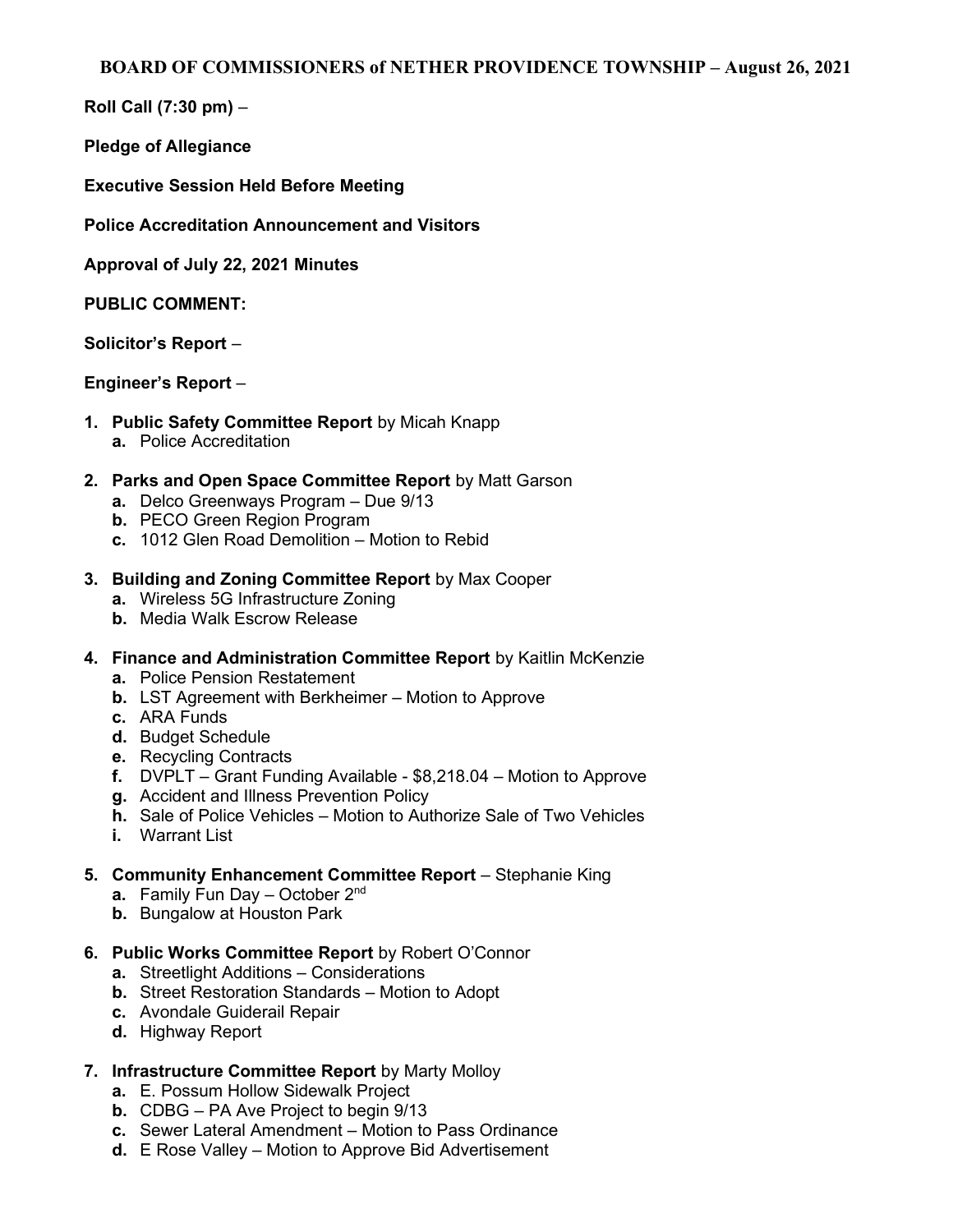# BOARD OF COMMISSIONERS of NETHER PROVIDENCE TOWNSHIP – August 26, 2021

**Roll Call (7:30 pm)** –

**Pledge of Allegiance**

**Executive Session Held Before Meeting**

**Police Accreditation Announcement and Visitors**

**Approval of July 22, 2021 Minutes**

**PUBLIC COMMENT:**

**Solicitor's Report** –

**Engineer's Report** –

1. **Public Safety Committee Report** by Micah Knapp
   - **a.** Police Accreditation

2. **Parks and Open Space Committee Report** by Matt Garson
   - **a.** Delco Greenways Program – Due 9/13
   - **b.** PECO Green Region Program
   - **c.** 1012 Glen Road Demolition – Motion to Rebid

3. **Building and Zoning Committee Report** by Max Cooper
   - **a.** Wireless 5G Infrastructure Zoning
   - **b.** Media Walk Escrow Release

4. **Finance and Administration Committee Report** by Kaitlin McKenzie
   - **a.** Police Pension Restatement
   - **b.** LST Agreement with Berkheimer – Motion to Approve
   - **c.** ARA Funds
   - **d.** Budget Schedule
   - **e.** Recycling Contracts
   - **f.** DVPLT – Grant Funding Available - $8,218.04 – Motion to Approve
   - **g.** Accident and Illness Prevention Policy
   - **h.** Sale of Police Vehicles – Motion to Authorize Sale of Two Vehicles
   - **i.** Warrant List

5. **Community Enhancement Committee Report** – Stephanie King
   - **a.** Family Fun Day – October 2nd
   - **b.** Bungalow at Houston Park

6. **Public Works Committee Report** by Robert O'Connor
   - **a.** Streetlight Additions – Considerations
   - **b.** Street Restoration Standards – Motion to Adopt
   - **c.** Avondale Guiderail Repair
   - **d.** Highway Report

7. **Infrastructure Committee Report** by Marty Molloy
   - **a.** E. Possum Hollow Sidewalk Project
   - **b.** CDBG – PA Ave Project to begin 9/13
   - **c.** Sewer Lateral Amendment – Motion to Pass Ordinance
   - **d.** E Rose Valley – Motion to Approve Bid Advertisement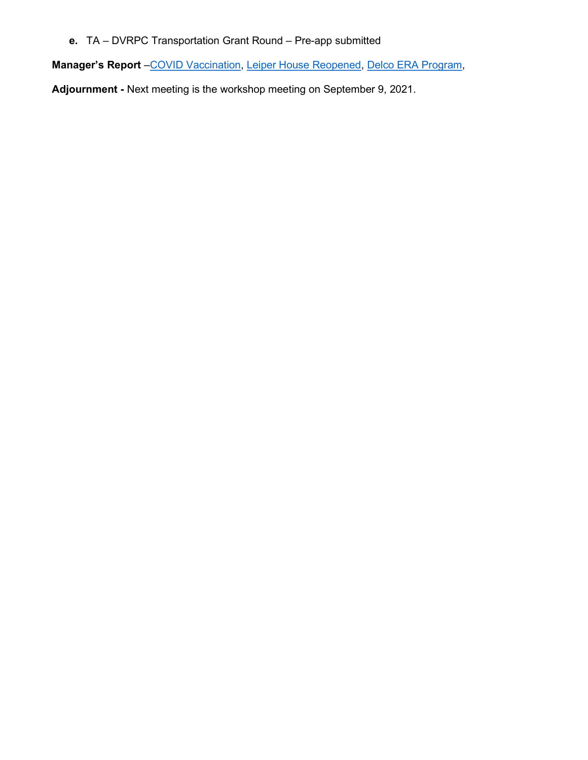e. TA – DVRPC Transportation Grant Round – Pre-app submitted

**Manager's Report** –COVID Vaccination, Leiper House Reopened, Delco ERA Program,

**Adjournment -** Next meeting is the workshop meeting on September 9, 2021.